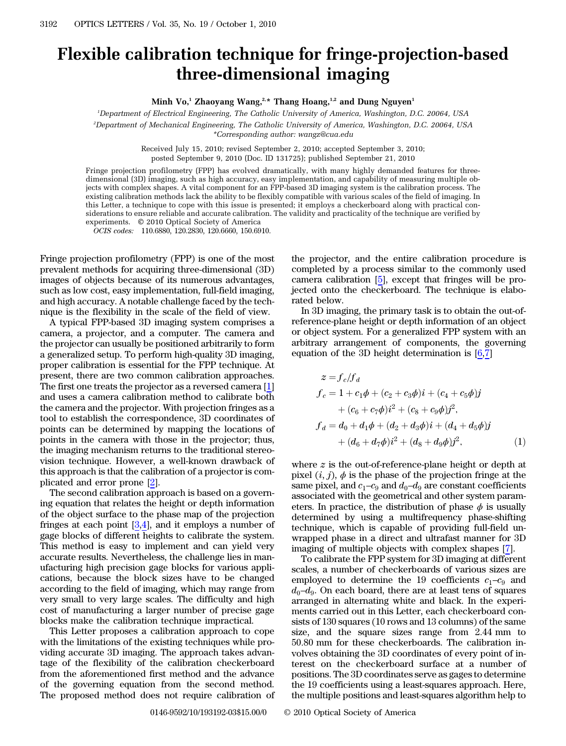# Flexible calibration technique for fringe-projection-based three-dimensional imaging

**Minh Vo,[1] Zhaoyang Wang,[2,*] Thang Hoang,[1,2] and Dung Nguyen[1]**

[1]Department of Electrical Engineering, The Catholic University of America, Washington, D.C. 20064, USA

[2]Department of Mechanical Engineering, The Catholic University of America, Washington, D.C. 20064, USA

*Corresponding author: wangz@cua.edu

Received July 15, 2010; revised September 2, 2010; accepted September 3, 2010; posted September 9, 2010 (Doc. ID 131725); published September 21, 2010

Fringe projection profilometry (FPP) has evolved dramatically, with many highly demanded features for three-dimensional (3D) imaging, such as high accuracy, easy implementation, and capability of measuring multiple objects with complex shapes. A vital component for an FPP-based 3D imaging system is the calibration process. The existing calibration methods lack the ability to be flexibly compatible with various scales of the field of imaging. In this Letter, a technique to cope with this issue is presented; it employs a checkerboard along with practical considerations to ensure reliable and accurate calibration. The validity and practicality of the technique are verified by experiments. © 2010 Optical Society of America

*OCIS codes:* 110.6880, 120.2830, 120.6660, 150.6910.

Fringe projection profilometry (FPP) is one of the most prevalent methods for acquiring three-dimensional (3D) images of objects because of its numerous advantages, such as low cost, easy implementation, full-field imaging, and high accuracy. A notable challenge faced by the technique is the flexibility in the scale of the field of view.

A typical FPP-based 3D imaging system comprises a camera, a projector, and a computer. The camera and the projector can usually be positioned arbitrarily to form a generalized setup. To perform high-quality 3D imaging, proper calibration is essential for the FPP technique. At present, there are two common calibration approaches. The first one treats the projector as a reversed camera [1] and uses a camera calibration method to calibrate both the camera and the projector. With projection fringes as a tool to establish the correspondence, 3D coordinates of points can be determined by mapping the locations of points in the camera with those in the projector; thus, the imaging mechanism returns to the traditional stereovision technique. However, a well-known drawback of this approach is that the calibration of a projector is complicated and error prone [2].

The second calibration approach is based on a governing equation that relates the height or depth information of the object surface to the phase map of the projection fringes at each point [3,4], and it employs a number of gage blocks of different heights to calibrate the system. This method is easy to implement and can yield very accurate results. Nevertheless, the challenge lies in manufacturing high precision gage blocks for various applications, because the block sizes have to be changed according to the field of imaging, which may range from very small to very large scales. The difficulty and high cost of manufacturing a larger number of precise gage blocks make the calibration technique impractical.

This Letter proposes a calibration approach to cope with the limitations of the existing techniques while providing accurate 3D imaging. The approach takes advantage of the flexibility of the calibration checkerboard from the aforementioned first method and the advance of the governing equation from the second method. The proposed method does not require calibration of the projector, and the entire calibration procedure is completed by a process similar to the commonly used camera calibration [5], except that fringes will be projected onto the checkerboard. The technique is elaborated below.

In 3D imaging, the primary task is to obtain the out-of-reference-plane height or depth information of an object or object system. For a generalized FPP system with an arbitrary arrangement of components, the governing equation of the 3D height determination is [6,7]

$$
\begin{aligned}
z &= f_c/f_d \\
f_c &= 1 + c_1\phi + (c_2 + c_3\phi)i + (c_4 + c_5\phi)j \\
&\quad + (c_6 + c_7\phi)i^2 + (c_8 + c_9\phi)j^2, \\
f_d &= d_0 + d_1\phi + (d_2 + d_3\phi)i + (d_4 + d_5\phi)j \\
&\quad + (d_6 + d_7\phi)i^2 + (d_8 + d_9\phi)j^2, \qquad (1)
\end{aligned}
$$

where $z$ is the out-of-reference-plane height or depth at pixel $(i, j)$, $\phi$ is the phase of the projection fringe at the same pixel, and $c_1$–$c_9$ and $d_0$–$d_9$ are constant coefficients associated with the geometrical and other system parameters. In practice, the distribution of phase $\phi$ is usually determined by using a multifrequency phase-shifting technique, which is capable of providing full-field unwrapped phase in a direct and ultrafast manner for 3D imaging of multiple objects with complex shapes [7].

To calibrate the FPP system for 3D imaging at different scales, a number of checkerboards of various sizes are employed to determine the 19 coefficients $c_1$–$c_9$ and $d_0$–$d_9$. On each board, there are at least tens of squares arranged in alternating white and black. In the experiments carried out in this Letter, each checkerboard consists of 130 squares (10 rows and 13 columns) of the same size, and the square sizes range from 2.44 mm to 50.80 mm for these checkerboards. The calibration involves obtaining the 3D coordinates of every point of interest on the checkerboard surface at a number of positions. The 3D coordinates serve as gages to determine the 19 coefficients using a least-squares approach. Here, the multiple positions and least-squares algorithm help to

0146-9592/10/193192-03$15.00/0 © 2010 Optical Society of America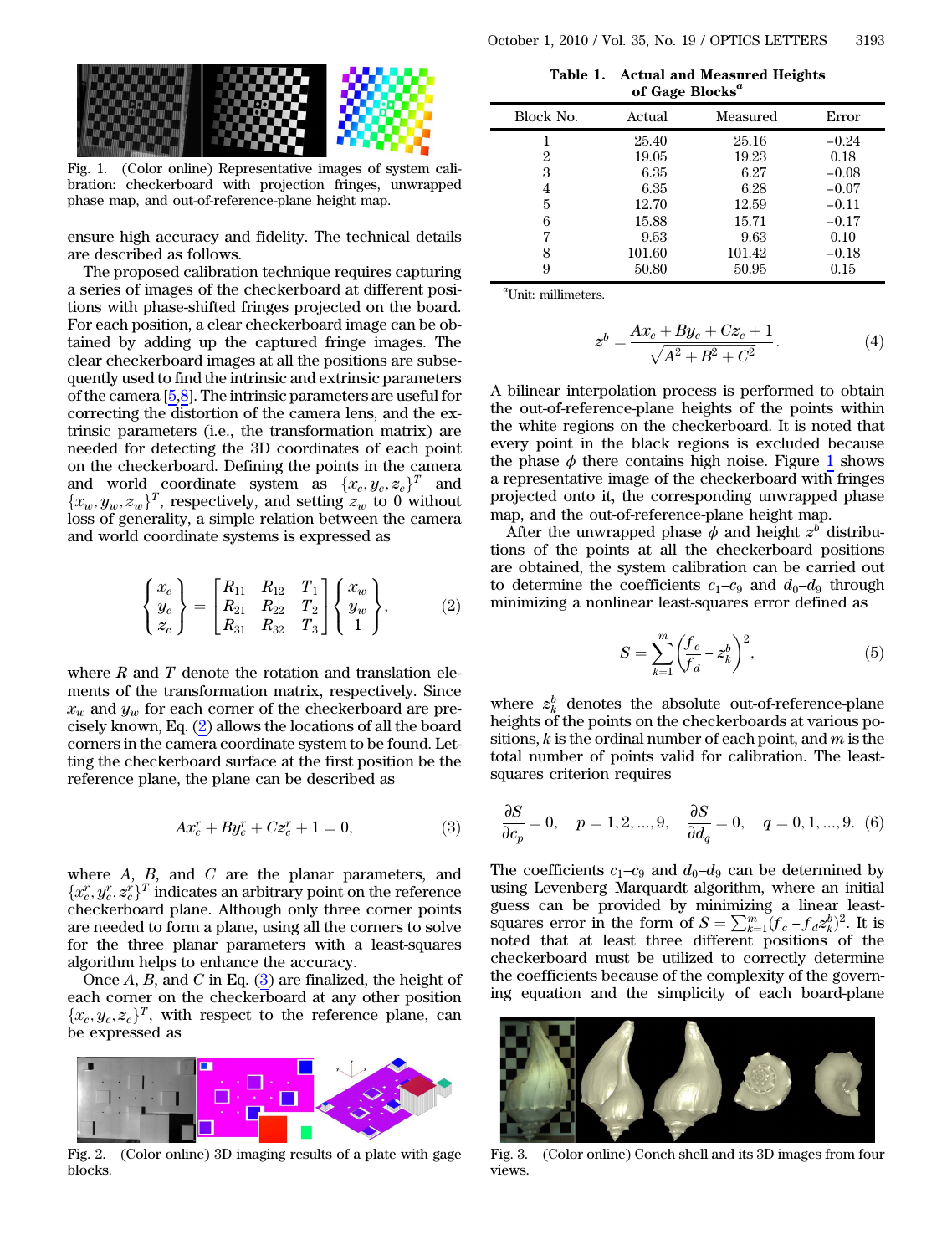Fig. 1. (Color online) Representative images of system calibration: checkerboard with projection fringes, unwrapped phase map, and out-of-reference-plane height map.

ensure high accuracy and fidelity. The technical details are described as follows.

The proposed calibration technique requires capturing a series of images of the checkerboard at different positions with phase-shifted fringes projected on the board. For each position, a clear checkerboard image can be obtained by adding up the captured fringe images. The clear checkerboard images at all the positions are subsequently used to find the intrinsic and extrinsic parameters of the camera [5,8]. The intrinsic parameters are useful for correcting the distortion of the camera lens, and the extrinsic parameters (i.e., the transformation matrix) are needed for detecting the 3D coordinates of each point on the checkerboard. Defining the points in the camera and world coordinate system as $\{x_c, y_c, z_c\}^T$ and $\{x_w, y_w, z_w\}^T$, respectively, and setting $z_w$ to 0 without loss of generality, a simple relation between the camera and world coordinate systems is expressed as

$$\begin{Bmatrix} x_c \\ y_c \\ z_c \end{Bmatrix} = \begin{bmatrix} R_{11} & R_{12} & T_1 \\ R_{21} & R_{22} & T_2 \\ R_{31} & R_{32} & T_3 \end{bmatrix} \begin{Bmatrix} x_w \\ y_w \\ 1 \end{Bmatrix}, \tag{2}$$

where $R$ and $T$ denote the rotation and translation elements of the transformation matrix, respectively. Since $x_w$ and $y_w$ for each corner of the checkerboard are precisely known, Eq. (2) allows the locations of all the board corners in the camera coordinate system to be found. Letting the checkerboard surface at the first position be the reference plane, the plane can be described as

$$Ax_c^r + By_c^r + Cz_c^r + 1 = 0, \tag{3}$$

where $A$, $B$, and $C$ are the planar parameters, and $\{x_c^r, y_c^r, z_c^r\}^T$ indicates an arbitrary point on the reference checkerboard plane. Although only three corner points are needed to form a plane, using all the corners to solve for the three planar parameters with a least-squares algorithm helps to enhance the accuracy.

Once $A$, $B$, and $C$ in Eq. (3) are finalized, the height of each corner on the checkerboard at any other position $\{x_c, y_c, z_c\}^T$, with respect to the reference plane, can be expressed as

$$z^b = \frac{Ax_c + By_c + Cz_c + 1}{\sqrt{A^2 + B^2 + C^2}}. \tag{4}$$

Fig. 2. (Color online) 3D imaging results of a plate with gage blocks.

**Table 1. Actual and Measured Heights of Gage Blocks[a]**

| Block No. | Actual | Measured | Error |
|---|---|---|---|
| 1 | 25.40 | 25.16 | −0.24 |
| 2 | 19.05 | 19.23 | 0.18 |
| 3 | 6.35 | 6.27 | −0.08 |
| 4 | 6.35 | 6.28 | −0.07 |
| 5 | 12.70 | 12.59 | −0.11 |
| 6 | 15.88 | 15.71 | −0.17 |
| 7 | 9.53 | 9.63 | 0.10 |
| 8 | 101.60 | 101.42 | −0.18 |
| 9 | 50.80 | 50.95 | 0.15 |

[a] Unit: millimeters.

A bilinear interpolation process is performed to obtain the out-of-reference-plane heights of the points within the white regions on the checkerboard. It is noted that every point in the black regions is excluded because the phase $\phi$ there contains high noise. Figure 1 shows a representative image of the checkerboard with fringes projected onto it, the corresponding unwrapped phase map, and the out-of-reference-plane height map.

After the unwrapped phase $\phi$ and height $z^b$ distributions of the points at all the checkerboard positions are obtained, the system calibration can be carried out to determine the coefficients $c_1$–$c_9$ and $d_0$–$d_9$ through minimizing a nonlinear least-squares error defined as

$$S = \sum_{k=1}^{m} \left( \frac{f_c}{f_d} - z_k^b \right)^2, \tag{5}$$

where $z_k^b$ denotes the absolute out-of-reference-plane heights of the points on the checkerboards at various positions, $k$ is the ordinal number of each point, and $m$ is the total number of points valid for calibration. The least-squares criterion requires

$$\frac{\partial S}{\partial c_p} = 0, \quad p = 1, 2, \ldots, 9, \quad \frac{\partial S}{\partial d_q} = 0, \quad q = 0, 1, \ldots, 9. \tag{6}$$

The coefficients $c_1$–$c_9$ and $d_0$–$d_9$ can be determined by using Levenberg–Marquardt algorithm, where an initial guess can be provided by minimizing a linear least-squares error in the form of $S = \sum_{k=1}^{m} (f_c - f_d z_k^b)^2$. It is noted that at least three different positions of the checkerboard must be utilized to correctly determine the coefficients because of the complexity of the governing equation and the simplicity of each board-plane

Fig. 3. (Color online) Conch shell and its 3D images from four views.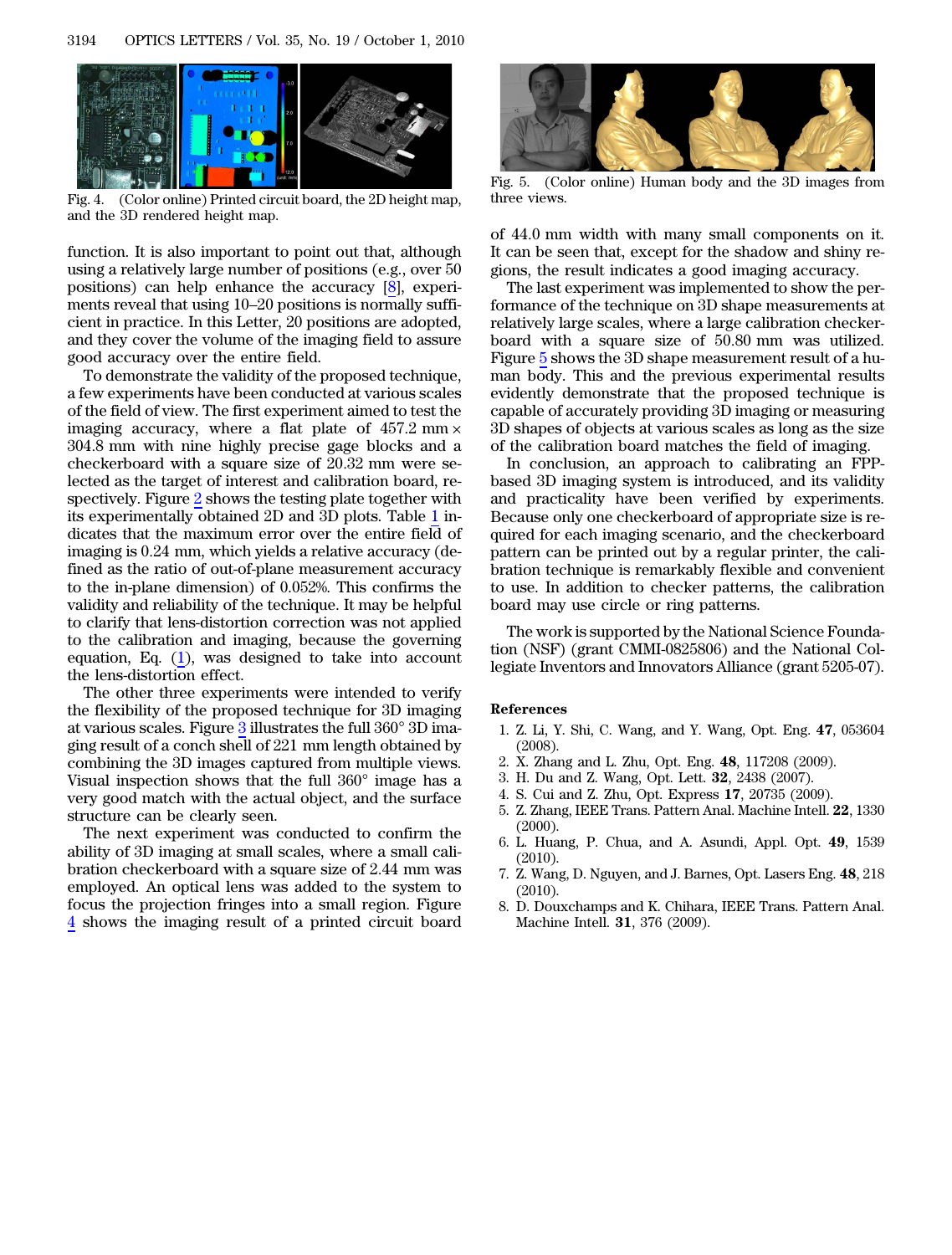Fig. 4. (Color online) Printed circuit board, the 2D height map, and the 3D rendered height map.

function. It is also important to point out that, although using a relatively large number of positions (e.g., over 50 positions) can help enhance the accuracy [8], experiments reveal that using 10–20 positions is normally sufficient in practice. In this Letter, 20 positions are adopted, and they cover the volume of the imaging field to assure good accuracy over the entire field.

To demonstrate the validity of the proposed technique, a few experiments have been conducted at various scales of the field of view. The first experiment aimed to test the imaging accuracy, where a flat plate of 457.2 mm × 304.8 mm with nine highly precise gage blocks and a checkerboard with a square size of 20.32 mm were selected as the target of interest and calibration board, respectively. Figure 2 shows the testing plate together with its experimentally obtained 2D and 3D plots. Table 1 indicates that the maximum error over the entire field of imaging is 0.24 mm, which yields a relative accuracy (defined as the ratio of out-of-plane measurement accuracy to the in-plane dimension) of 0.052%. This confirms the validity and reliability of the technique. It may be helpful to clarify that lens-distortion correction was not applied to the calibration and imaging, because the governing equation, Eq. (1), was designed to take into account the lens-distortion effect.

The other three experiments were intended to verify the flexibility of the proposed technique for 3D imaging at various scales. Figure 3 illustrates the full 360° 3D imaging result of a conch shell of 221 mm length obtained by combining the 3D images captured from multiple views. Visual inspection shows that the full 360° image has a very good match with the actual object, and the surface structure can be clearly seen.

The next experiment was conducted to confirm the ability of 3D imaging at small scales, where a small calibration checkerboard with a square size of 2.44 mm was employed. An optical lens was added to the system to focus the projection fringes into a small region. Figure 4 shows the imaging result of a printed circuit board of 44.0 mm width with many small components on it. It can be seen that, except for the shadow and shiny regions, the result indicates a good imaging accuracy.

Fig. 5. (Color online) Human body and the 3D images from three views.

The last experiment was implemented to show the performance of the technique on 3D shape measurements at relatively large scales, where a large calibration checkerboard with a square size of 50.80 mm was utilized. Figure 5 shows the 3D shape measurement result of a human body. This and the previous experimental results evidently demonstrate that the proposed technique is capable of accurately providing 3D imaging or measuring 3D shapes of objects at various scales as long as the size of the calibration board matches the field of imaging.

In conclusion, an approach to calibrating an FPP-based 3D imaging system is introduced, and its validity and practicality have been verified by experiments. Because only one checkerboard of appropriate size is required for each imaging scenario, and the checkerboard pattern can be printed out by a regular printer, the calibration technique is remarkably flexible and convenient to use. In addition to checker patterns, the calibration board may use circle or ring patterns.

The work is supported by the National Science Foundation (NSF) (grant CMMI-0825806) and the National Collegiate Inventors and Innovators Alliance (grant 5205-07).

## References

1. Z. Li, Y. Shi, C. Wang, and Y. Wang, Opt. Eng. **47**, 053604 (2008).
2. X. Zhang and L. Zhu, Opt. Eng. **48**, 117208 (2009).
3. H. Du and Z. Wang, Opt. Lett. **32**, 2438 (2007).
4. S. Cui and Z. Zhu, Opt. Express **17**, 20735 (2009).
5. Z. Zhang, IEEE Trans. Pattern Anal. Machine Intell. **22**, 1330 (2000).
6. L. Huang, P. Chua, and A. Asundi, Appl. Opt. **49**, 1539 (2010).
7. Z. Wang, D. Nguyen, and J. Barnes, Opt. Lasers Eng. **48**, 218 (2010).
8. D. Douxchamps and K. Chihara, IEEE Trans. Pattern Anal. Machine Intell. **31**, 376 (2009).